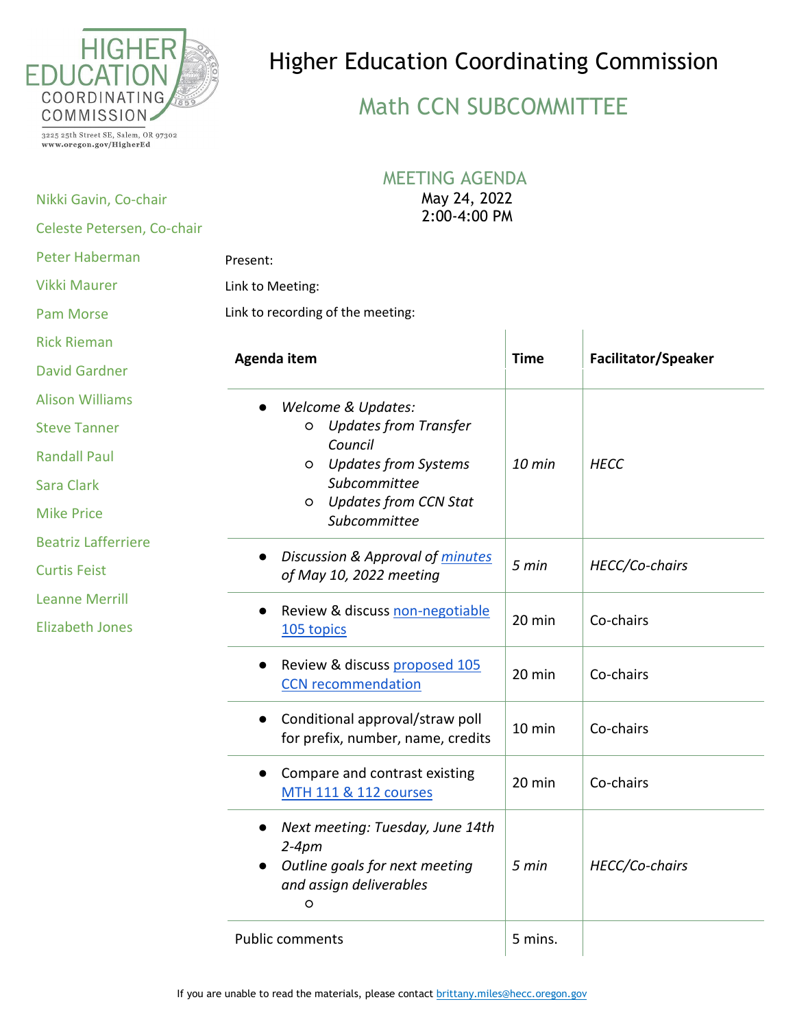HIGHER EDUCATION COORDINATING COMMISSION

3225 25th Street SE, Salem, OR 97302
www.oregon.gov/HigherEd

# Higher Education Coordinating Commission

## Math CCN SUBCOMMITTEE

Nikki Gavin, Co-chair
Celeste Petersen, Co-chair
Peter Haberman
Vikki Maurer
Pam Morse
Rick Rieman
David Gardner
Alison Williams
Steve Tanner
Randall Paul
Sara Clark
Mike Price
Beatriz Lafferriere
Curtis Feist
Leanne Merrill
Elizabeth Jones

### MEETING AGENDA

May 24, 2022
2:00-4:00 PM

Present:

Link to Meeting:

Link to recording of the meeting:

| Agenda item | Time | Facilitator/Speaker |
|---|---|---|
| • *Welcome & Updates:*<br>  ○ *Updates from Transfer Council*<br>  ○ *Updates from Systems Subcommittee*<br>  ○ *Updates from CCN Stat Subcommittee* | *10 min* | *HECC* |
| • *Discussion & Approval of minutes of May 10, 2022 meeting* | *5 min* | *HECC/Co-chairs* |
| • Review & discuss non-negotiable 105 topics | 20 min | Co-chairs |
| • Review & discuss proposed 105 CCN recommendation | 20 min | Co-chairs |
| • Conditional approval/straw poll for prefix, number, name, credits | 10 min | Co-chairs |
| • Compare and contrast existing MTH 111 & 112 courses | 20 min | Co-chairs |
| • *Next meeting: Tuesday, June 14th 2-4pm*<br>• *Outline goals for next meeting and assign deliverables*<br>  ○ | *5 min* | *HECC/Co-chairs* |
| Public comments | 5 mins. | |

If you are unable to read the materials, please contact brittany.miles@hecc.oregon.gov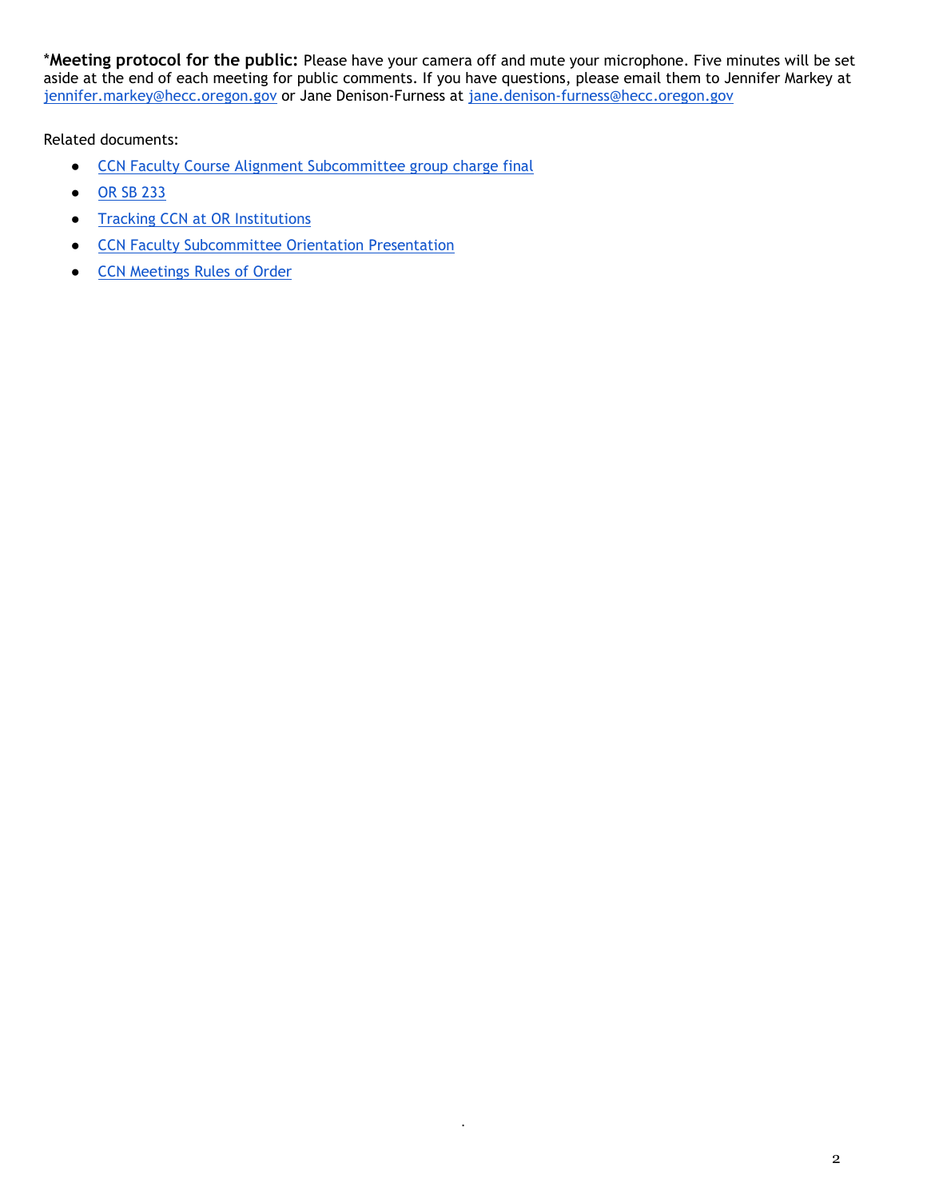\***Meeting protocol for the public:** Please have your camera off and mute your microphone. Five minutes will be set aside at the end of each meeting for public comments. If you have questions, please email them to Jennifer Markey at jennifer.markey@hecc.oregon.gov or Jane Denison-Furness at jane.denison-furness@hecc.oregon.gov

Related documents:

- CCN Faculty Course Alignment Subcommittee group charge final
- OR SB 233
- Tracking CCN at OR Institutions
- CCN Faculty Subcommittee Orientation Presentation
- CCN Meetings Rules of Order